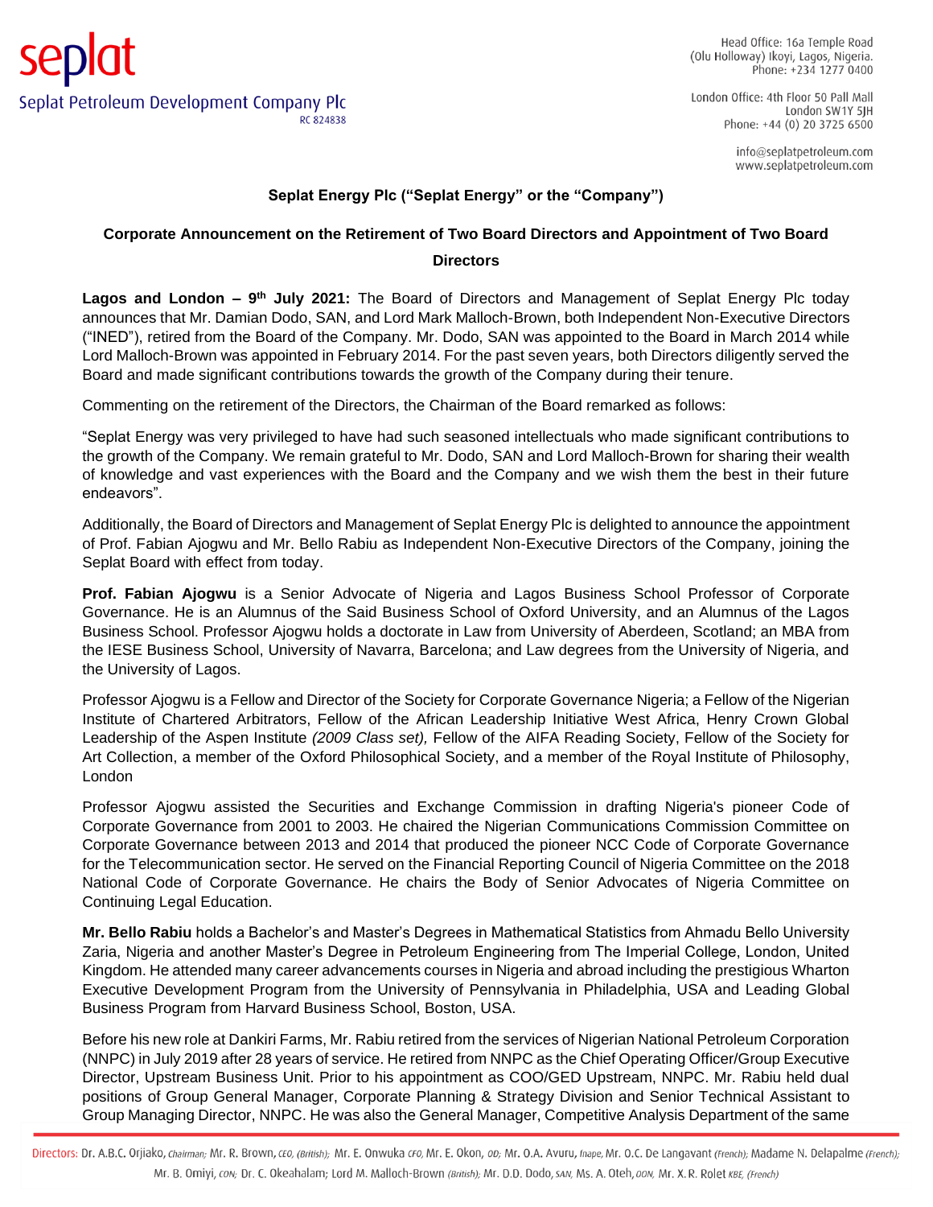# Seplat Energy Plc ("Seplat Energy" or the "Company")

## Corporate Announcement on the Retirement of Two Board Directors and Appointment of Two Board Directors

**Lagos and London – 9th July 2021:** The Board of Directors and Management of Seplat Energy Plc today announces that Mr. Damian Dodo, SAN, and Lord Mark Malloch-Brown, both Independent Non-Executive Directors ("INED"), retired from the Board of the Company. Mr. Dodo, SAN was appointed to the Board in March 2014 while Lord Malloch-Brown was appointed in February 2014. For the past seven years, both Directors diligently served the Board and made significant contributions towards the growth of the Company during their tenure.

Commenting on the retirement of the Directors, the Chairman of the Board remarked as follows:

"Seplat Energy was very privileged to have had such seasoned intellectuals who made significant contributions to the growth of the Company. We remain grateful to Mr. Dodo, SAN and Lord Malloch-Brown for sharing their wealth of knowledge and vast experiences with the Board and the Company and we wish them the best in their future endeavors".

Additionally, the Board of Directors and Management of Seplat Energy Plc is delighted to announce the appointment of Prof. Fabian Ajogwu and Mr. Bello Rabiu as Independent Non-Executive Directors of the Company, joining the Seplat Board with effect from today.

**Prof. Fabian Ajogwu** is a Senior Advocate of Nigeria and Lagos Business School Professor of Corporate Governance. He is an Alumnus of the Said Business School of Oxford University, and an Alumnus of the Lagos Business School. Professor Ajogwu holds a doctorate in Law from University of Aberdeen, Scotland; an MBA from the IESE Business School, University of Navarra, Barcelona; and Law degrees from the University of Nigeria, and the University of Lagos.

Professor Ajogwu is a Fellow and Director of the Society for Corporate Governance Nigeria; a Fellow of the Nigerian Institute of Chartered Arbitrators, Fellow of the African Leadership Initiative West Africa, Henry Crown Global Leadership of the Aspen Institute *(2009 Class set),* Fellow of the AIFA Reading Society, Fellow of the Society for Art Collection, a member of the Oxford Philosophical Society, and a member of the Royal Institute of Philosophy, London

Professor Ajogwu assisted the Securities and Exchange Commission in drafting Nigeria's pioneer Code of Corporate Governance from 2001 to 2003. He chaired the Nigerian Communications Commission Committee on Corporate Governance between 2013 and 2014 that produced the pioneer NCC Code of Corporate Governance for the Telecommunication sector. He served on the Financial Reporting Council of Nigeria Committee on the 2018 National Code of Corporate Governance. He chairs the Body of Senior Advocates of Nigeria Committee on Continuing Legal Education.

**Mr. Bello Rabiu** holds a Bachelor's and Master's Degrees in Mathematical Statistics from Ahmadu Bello University Zaria, Nigeria and another Master's Degree in Petroleum Engineering from The Imperial College, London, United Kingdom. He attended many career advancements courses in Nigeria and abroad including the prestigious Wharton Executive Development Program from the University of Pennsylvania in Philadelphia, USA and Leading Global Business Program from Harvard Business School, Boston, USA.

Before his new role at Dankiri Farms, Mr. Rabiu retired from the services of Nigerian National Petroleum Corporation (NNPC) in July 2019 after 28 years of service. He retired from NNPC as the Chief Operating Officer/Group Executive Director, Upstream Business Unit. Prior to his appointment as COO/GED Upstream, NNPC. Mr. Rabiu held dual positions of Group General Manager, Corporate Planning & Strategy Division and Senior Technical Assistant to Group Managing Director, NNPC. He was also the General Manager, Competitive Analysis Department of the same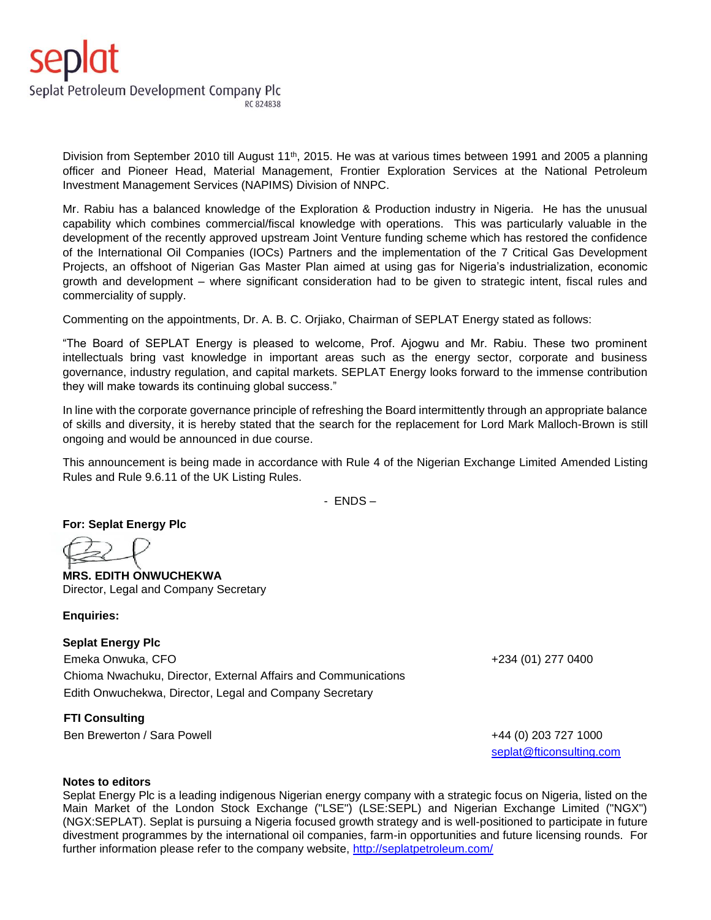Division from September 2010 till August 11th, 2015. He was at various times between 1991 and 2005 a planning officer and Pioneer Head, Material Management, Frontier Exploration Services at the National Petroleum Investment Management Services (NAPIMS) Division of NNPC.

Mr. Rabiu has a balanced knowledge of the Exploration & Production industry in Nigeria. He has the unusual capability which combines commercial/fiscal knowledge with operations. This was particularly valuable in the development of the recently approved upstream Joint Venture funding scheme which has restored the confidence of the International Oil Companies (IOCs) Partners and the implementation of the 7 Critical Gas Development Projects, an offshoot of Nigerian Gas Master Plan aimed at using gas for Nigeria's industrialization, economic growth and development – where significant consideration had to be given to strategic intent, fiscal rules and commerciality of supply.

Commenting on the appointments, Dr. A. B. C. Orjiako, Chairman of SEPLAT Energy stated as follows:

"The Board of SEPLAT Energy is pleased to welcome, Prof. Ajogwu and Mr. Rabiu. These two prominent intellectuals bring vast knowledge in important areas such as the energy sector, corporate and business governance, industry regulation, and capital markets. SEPLAT Energy looks forward to the immense contribution they will make towards its continuing global success."

In line with the corporate governance principle of refreshing the Board intermittently through an appropriate balance of skills and diversity, it is hereby stated that the search for the replacement for Lord Mark Malloch-Brown is still ongoing and would be announced in due course.

This announcement is being made in accordance with Rule 4 of the Nigerian Exchange Limited Amended Listing Rules and Rule 9.6.11 of the UK Listing Rules.

- ENDS –

**For: Seplat Energy Plc**

**MRS. EDITH ONWUCHEKWA**
Director, Legal and Company Secretary

**Enquiries:**

**Seplat Energy Plc**

| | |
|---|---|
| Emeka Onwuka, CFO | +234 (01) 277 0400 |
| Chioma Nwachuku, Director, External Affairs and Communications | |
| Edith Onwuchekwa, Director, Legal and Company Secretary | |

**FTI Consulting**

| | |
|---|---|
| Ben Brewerton / Sara Powell | +44 (0) 203 727 1000 |
| | seplat@fticonsulting.com |

**Notes to editors**

Seplat Energy Plc is a leading indigenous Nigerian energy company with a strategic focus on Nigeria, listed on the Main Market of the London Stock Exchange ("LSE") (LSE:SEPL) and Nigerian Exchange Limited ("NGX") (NGX:SEPLAT). Seplat is pursuing a Nigeria focused growth strategy and is well-positioned to participate in future divestment programmes by the international oil companies, farm-in opportunities and future licensing rounds. For further information please refer to the company website, http://seplatpetroleum.com/